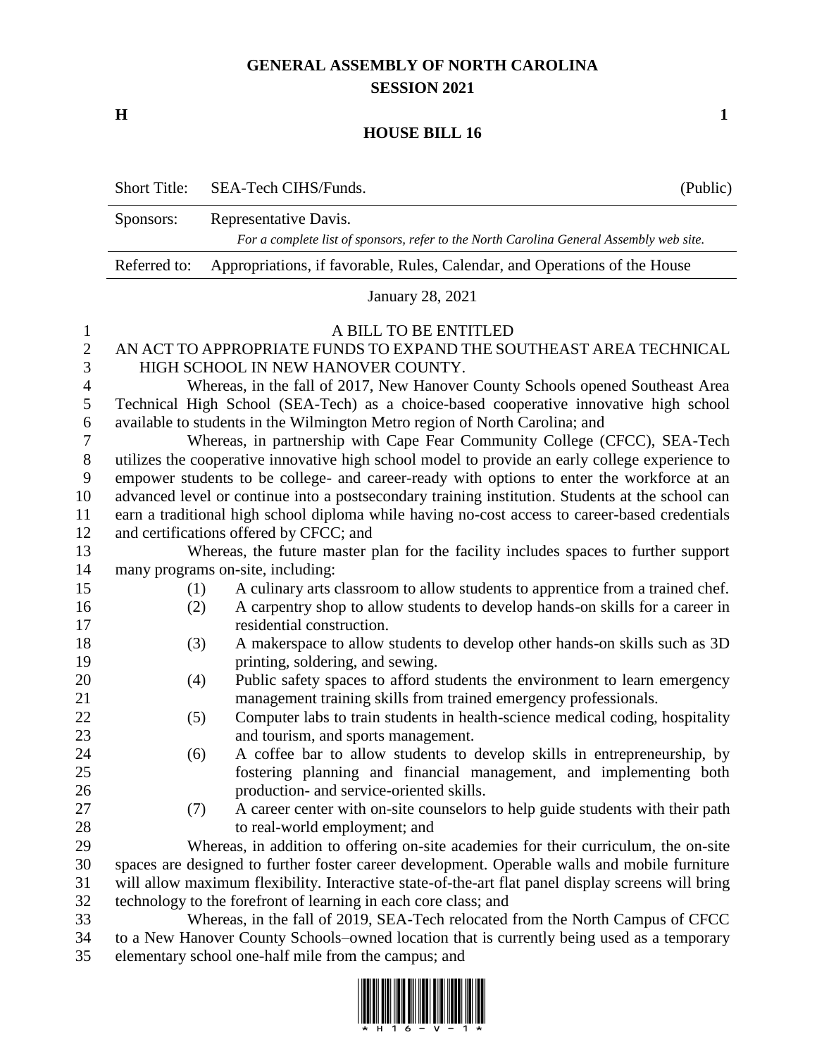# GENERAL ASSEMBLY OF NORTH CAROLINA
## SESSION 2021

**H** **1**

## HOUSE BILL 16

| Short Title: | SEA-Tech CIHS/Funds. | (Public) |
|---|---|---|
| Sponsors: | Representative Davis. *For a complete list of sponsors, refer to the North Carolina General Assembly web site.* | |
| Referred to: | Appropriations, if favorable, Rules, Calendar, and Operations of the House | |

January 28, 2021

A BILL TO BE ENTITLED

AN ACT TO APPROPRIATE FUNDS TO EXPAND THE SOUTHEAST AREA TECHNICAL HIGH SCHOOL IN NEW HANOVER COUNTY.

Whereas, in the fall of 2017, New Hanover County Schools opened Southeast Area Technical High School (SEA-Tech) as a choice-based cooperative innovative high school available to students in the Wilmington Metro region of North Carolina; and

Whereas, in partnership with Cape Fear Community College (CFCC), SEA-Tech utilizes the cooperative innovative high school model to provide an early college experience to empower students to be college- and career-ready with options to enter the workforce at an advanced level or continue into a postsecondary training institution. Students at the school can earn a traditional high school diploma while having no-cost access to career-based credentials and certifications offered by CFCC; and

Whereas, the future master plan for the facility includes spaces to further support many programs on-site, including:

(1) A culinary arts classroom to allow students to apprentice from a trained chef.
(2) A carpentry shop to allow students to develop hands-on skills for a career in residential construction.
(3) A makerspace to allow students to develop other hands-on skills such as 3D printing, soldering, and sewing.
(4) Public safety spaces to afford students the environment to learn emergency management training skills from trained emergency professionals.
(5) Computer labs to train students in health-science medical coding, hospitality and tourism, and sports management.
(6) A coffee bar to allow students to develop skills in entrepreneurship, by fostering planning and financial management, and implementing both production- and service-oriented skills.
(7) A career center with on-site counselors to help guide students with their path to real-world employment; and

Whereas, in addition to offering on-site academies for their curriculum, the on-site spaces are designed to further foster career development. Operable walls and mobile furniture will allow maximum flexibility. Interactive state-of-the-art flat panel display screens will bring technology to the forefront of learning in each core class; and

Whereas, in the fall of 2019, SEA-Tech relocated from the North Campus of CFCC to a New Hanover County Schools–owned location that is currently being used as a temporary elementary school one-half mile from the campus; and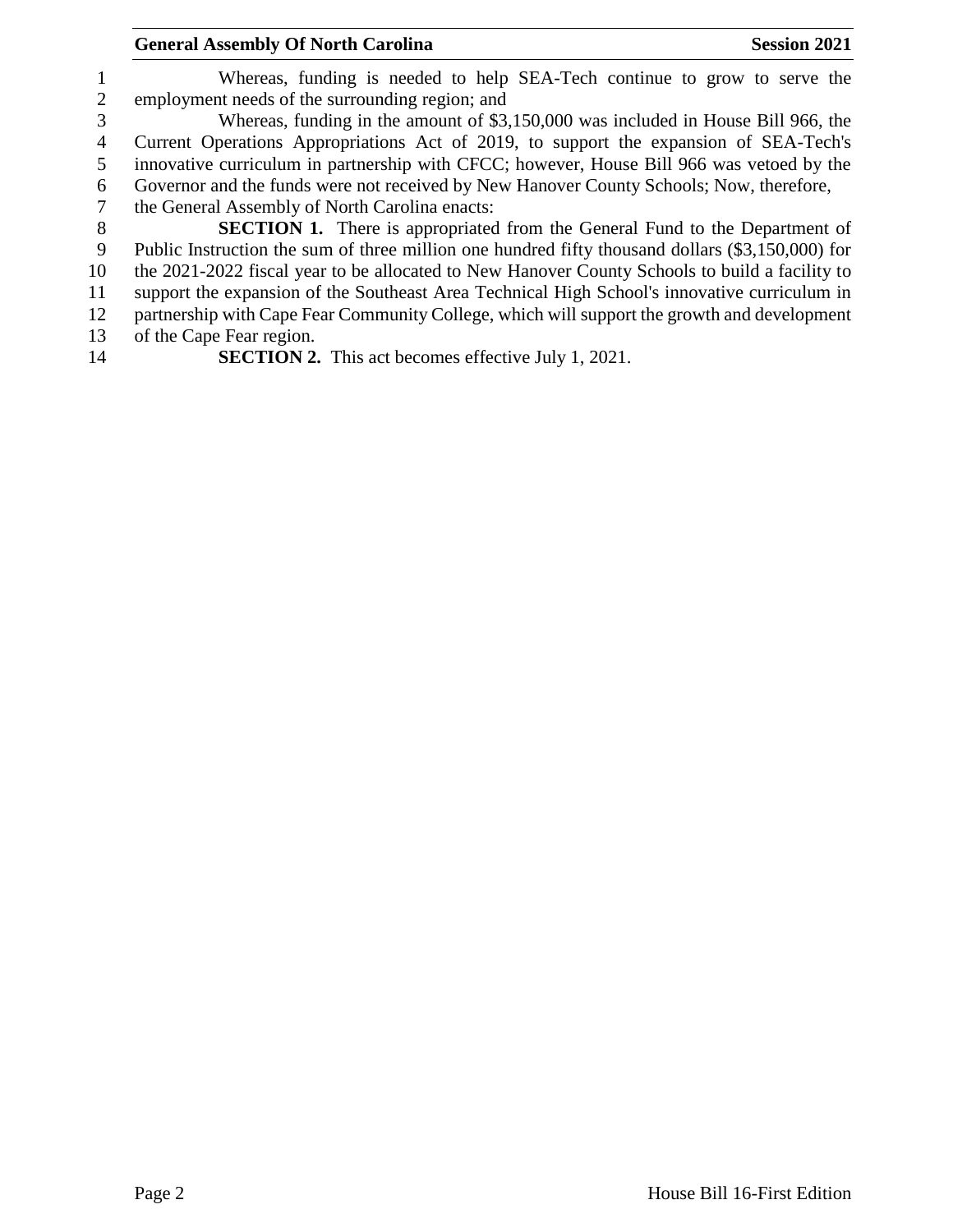Whereas, funding is needed to help SEA-Tech continue to grow to serve the employment needs of the surrounding region; and

Whereas, funding in the amount of $3,150,000 was included in House Bill 966, the Current Operations Appropriations Act of 2019, to support the expansion of SEA-Tech's innovative curriculum in partnership with CFCC; however, House Bill 966 was vetoed by the Governor and the funds were not received by New Hanover County Schools; Now, therefore,

the General Assembly of North Carolina enacts:

**SECTION 1.** There is appropriated from the General Fund to the Department of Public Instruction the sum of three million one hundred fifty thousand dollars ($3,150,000) for the 2021-2022 fiscal year to be allocated to New Hanover County Schools to build a facility to support the expansion of the Southeast Area Technical High School's innovative curriculum in partnership with Cape Fear Community College, which will support the growth and development of the Cape Fear region.

**SECTION 2.** This act becomes effective July 1, 2021.